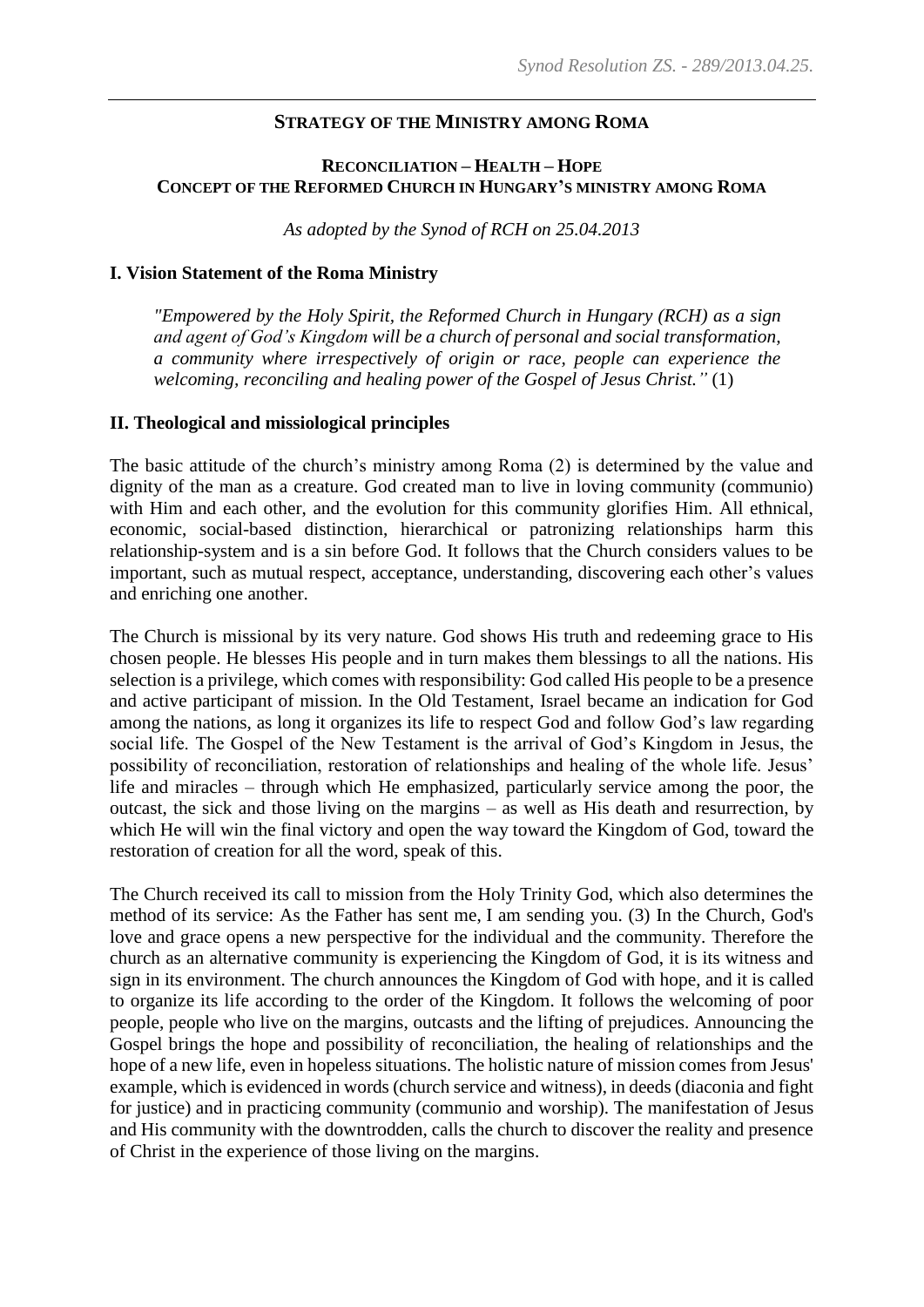*Synod Resolution ZS. - 289/2013.04.25.*

# STRATEGY OF THE MINISTRY AMONG ROMA

## RECONCILIATION – HEALTH – HOPE
## CONCEPT OF THE REFORMED CHURCH IN HUNGARY'S MINISTRY AMONG ROMA

*As adopted by the Synod of RCH on 25.04.2013*

### I. Vision Statement of the Roma Ministry

> *"Empowered by the Holy Spirit, the Reformed Church in Hungary (RCH) as a sign and agent of God's Kingdom will be a church of personal and social transformation, a community where irrespectively of origin or race, people can experience the welcoming, reconciling and healing power of the Gospel of Jesus Christ."* (1)

### II. Theological and missiological principles

The basic attitude of the church's ministry among Roma (2) is determined by the value and dignity of the man as a creature. God created man to live in loving community (communio) with Him and each other, and the evolution for this community glorifies Him. All ethnical, economic, social-based distinction, hierarchical or patronizing relationships harm this relationship-system and is a sin before God. It follows that the Church considers values to be important, such as mutual respect, acceptance, understanding, discovering each other's values and enriching one another.

The Church is missional by its very nature. God shows His truth and redeeming grace to His chosen people. He blesses His people and in turn makes them blessings to all the nations. His selection is a privilege, which comes with responsibility: God called His people to be a presence and active participant of mission. In the Old Testament, Israel became an indication for God among the nations, as long it organizes its life to respect God and follow God's law regarding social life. The Gospel of the New Testament is the arrival of God's Kingdom in Jesus, the possibility of reconciliation, restoration of relationships and healing of the whole life. Jesus' life and miracles – through which He emphasized, particularly service among the poor, the outcast, the sick and those living on the margins – as well as His death and resurrection, by which He will win the final victory and open the way toward the Kingdom of God, toward the restoration of creation for all the word, speak of this.

The Church received its call to mission from the Holy Trinity God, which also determines the method of its service: As the Father has sent me, I am sending you. (3) In the Church, God's love and grace opens a new perspective for the individual and the community. Therefore the church as an alternative community is experiencing the Kingdom of God, it is its witness and sign in its environment. The church announces the Kingdom of God with hope, and it is called to organize its life according to the order of the Kingdom. It follows the welcoming of poor people, people who live on the margins, outcasts and the lifting of prejudices. Announcing the Gospel brings the hope and possibility of reconciliation, the healing of relationships and the hope of a new life, even in hopeless situations. The holistic nature of mission comes from Jesus' example, which is evidenced in words (church service and witness), in deeds (diaconia and fight for justice) and in practicing community (communio and worship). The manifestation of Jesus and His community with the downtrodden, calls the church to discover the reality and presence of Christ in the experience of those living on the margins.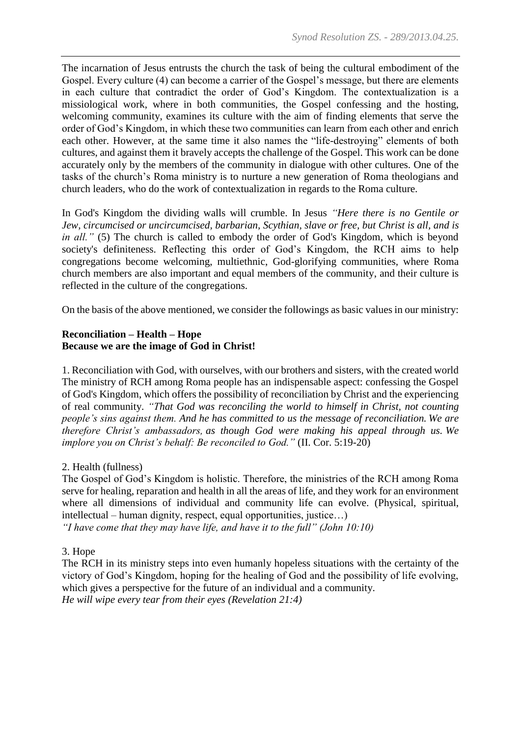The incarnation of Jesus entrusts the church the task of being the cultural embodiment of the Gospel. Every culture (4) can become a carrier of the Gospel's message, but there are elements in each culture that contradict the order of God's Kingdom. The contextualization is a missiological work, where in both communities, the Gospel confessing and the hosting, welcoming community, examines its culture with the aim of finding elements that serve the order of God's Kingdom, in which these two communities can learn from each other and enrich each other. However, at the same time it also names the "life-destroying" elements of both cultures, and against them it bravely accepts the challenge of the Gospel. This work can be done accurately only by the members of the community in dialogue with other cultures. One of the tasks of the church's Roma ministry is to nurture a new generation of Roma theologians and church leaders, who do the work of contextualization in regards to the Roma culture.

In God's Kingdom the dividing walls will crumble. In Jesus *"Here there is no Gentile or Jew, circumcised or uncircumcised, barbarian, Scythian, slave or free, but Christ is all, and is in all."* (5) The church is called to embody the order of God's Kingdom, which is beyond society's definiteness. Reflecting this order of God's Kingdom, the RCH aims to help congregations become welcoming, multiethnic, God-glorifying communities, where Roma church members are also important and equal members of the community, and their culture is reflected in the culture of the congregations.

On the basis of the above mentioned, we consider the followings as basic values in our ministry:

**Reconciliation – Health – Hope**
**Because we are the image of God in Christ!**

1. Reconciliation with God, with ourselves, with our brothers and sisters, with the created world
The ministry of RCH among Roma people has an indispensable aspect: confessing the Gospel of God's Kingdom, which offers the possibility of reconciliation by Christ and the experiencing of real community. *"That God was reconciling the world to himself in Christ, not counting people's sins against them. And he has committed to us the message of reconciliation. We are therefore Christ's ambassadors, as though God were making his appeal through us. We implore you on Christ's behalf: Be reconciled to God."* (II. Cor. 5:19-20)

2. Health (fullness)
The Gospel of God's Kingdom is holistic. Therefore, the ministries of the RCH among Roma serve for healing, reparation and health in all the areas of life, and they work for an environment where all dimensions of individual and community life can evolve. (Physical, spiritual, intellectual – human dignity, respect, equal opportunities, justice…)
*"I have come that they may have life, and have it to the full" (John 10:10)*

3. Hope
The RCH in its ministry steps into even humanly hopeless situations with the certainty of the victory of God's Kingdom, hoping for the healing of God and the possibility of life evolving, which gives a perspective for the future of an individual and a community.
*He will wipe every tear from their eyes (Revelation 21:4)*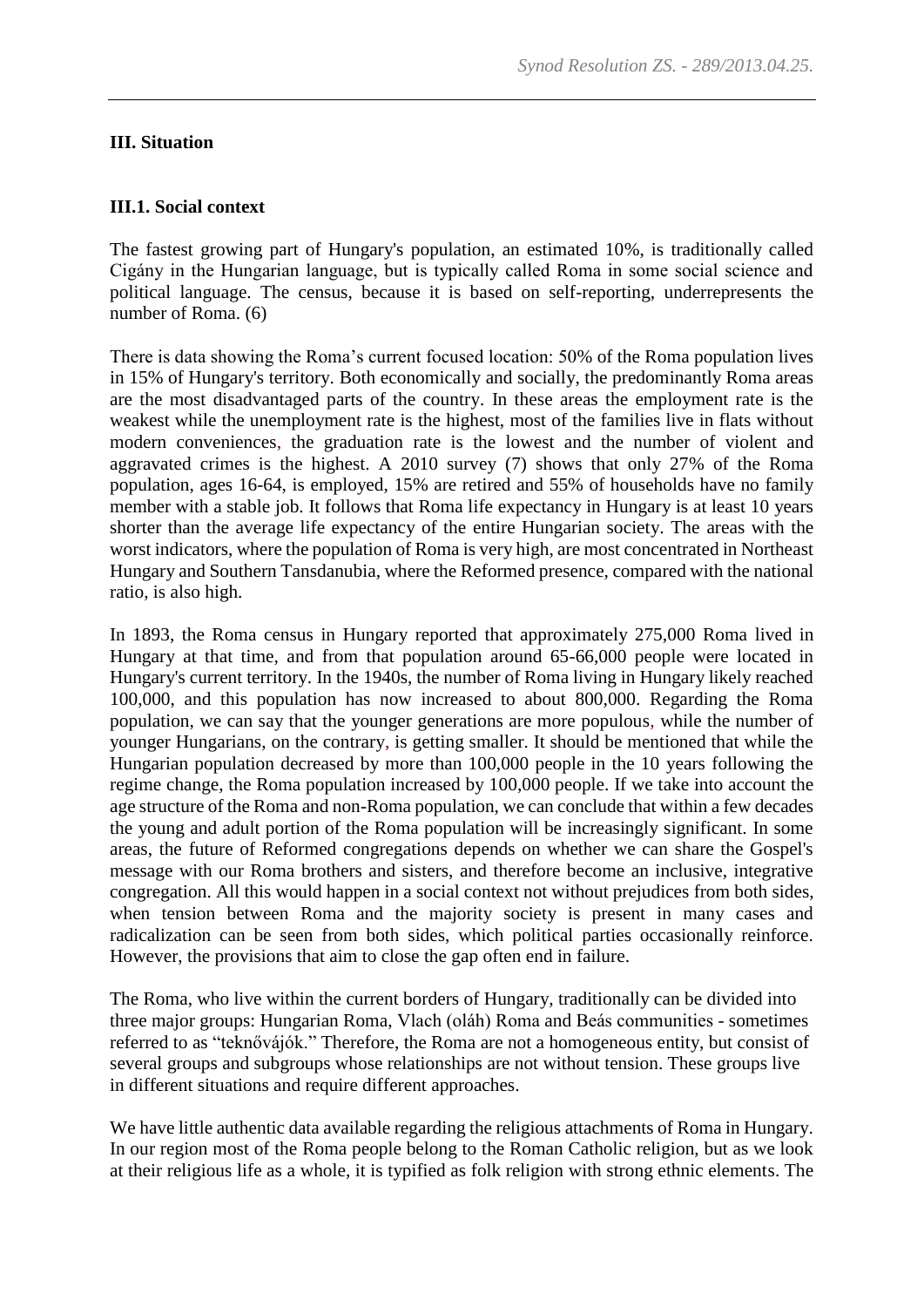## III. Situation

### III.1. Social context

The fastest growing part of Hungary's population, an estimated 10%, is traditionally called Cigány in the Hungarian language, but is typically called Roma in some social science and political language. The census, because it is based on self-reporting, underrepresents the number of Roma. (6)

There is data showing the Roma's current focused location: 50% of the Roma population lives in 15% of Hungary's territory. Both economically and socially, the predominantly Roma areas are the most disadvantaged parts of the country. In these areas the employment rate is the weakest while the unemployment rate is the highest, most of the families live in flats without modern conveniences, the graduation rate is the lowest and the number of violent and aggravated crimes is the highest. A 2010 survey (7) shows that only 27% of the Roma population, ages 16-64, is employed, 15% are retired and 55% of households have no family member with a stable job. It follows that Roma life expectancy in Hungary is at least 10 years shorter than the average life expectancy of the entire Hungarian society. The areas with the worst indicators, where the population of Roma is very high, are most concentrated in Northeast Hungary and Southern Tansdanubia, where the Reformed presence, compared with the national ratio, is also high.

In 1893, the Roma census in Hungary reported that approximately 275,000 Roma lived in Hungary at that time, and from that population around 65-66,000 people were located in Hungary's current territory. In the 1940s, the number of Roma living in Hungary likely reached 100,000, and this population has now increased to about 800,000. Regarding the Roma population, we can say that the younger generations are more populous, while the number of younger Hungarians, on the contrary, is getting smaller. It should be mentioned that while the Hungarian population decreased by more than 100,000 people in the 10 years following the regime change, the Roma population increased by 100,000 people. If we take into account the age structure of the Roma and non-Roma population, we can conclude that within a few decades the young and adult portion of the Roma population will be increasingly significant. In some areas, the future of Reformed congregations depends on whether we can share the Gospel's message with our Roma brothers and sisters, and therefore become an inclusive, integrative congregation. All this would happen in a social context not without prejudices from both sides, when tension between Roma and the majority society is present in many cases and radicalization can be seen from both sides, which political parties occasionally reinforce. However, the provisions that aim to close the gap often end in failure.

The Roma, who live within the current borders of Hungary, traditionally can be divided into three major groups: Hungarian Roma, Vlach (oláh) Roma and Beás communities - sometimes referred to as "teknővájók." Therefore, the Roma are not a homogeneous entity, but consist of several groups and subgroups whose relationships are not without tension. These groups live in different situations and require different approaches.

We have little authentic data available regarding the religious attachments of Roma in Hungary. In our region most of the Roma people belong to the Roman Catholic religion, but as we look at their religious life as a whole, it is typified as folk religion with strong ethnic elements. The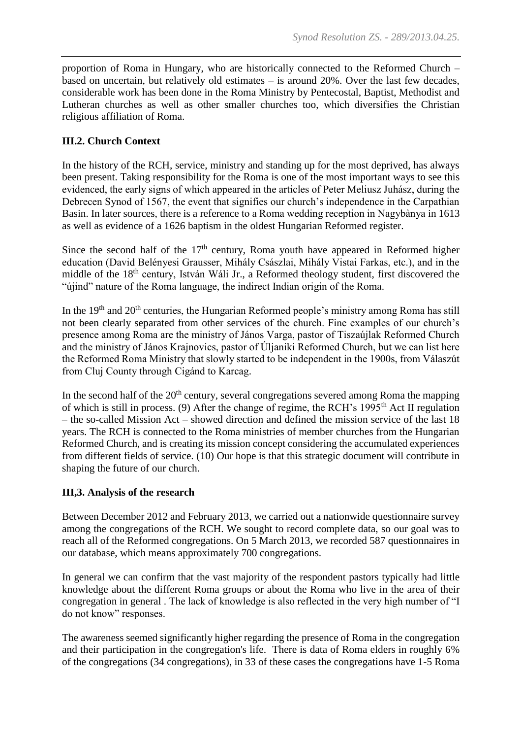proportion of Roma in Hungary, who are historically connected to the Reformed Church – based on uncertain, but relatively old estimates – is around 20%. Over the last few decades, considerable work has been done in the Roma Ministry by Pentecostal, Baptist, Methodist and Lutheran churches as well as other smaller churches too, which diversifies the Christian religious affiliation of Roma.

### III.2. Church Context

In the history of the RCH, service, ministry and standing up for the most deprived, has always been present. Taking responsibility for the Roma is one of the most important ways to see this evidenced, the early signs of which appeared in the articles of Peter Meliusz Juhász, during the Debrecen Synod of 1567, the event that signifies our church's independence in the Carpathian Basin. In later sources, there is a reference to a Roma wedding reception in Nagybània in 1613 as well as evidence of a 1626 baptism in the oldest Hungarian Reformed register.

Since the second half of the 17th century, Roma youth have appeared in Reformed higher education (David Belényesi Grausser, Mihály Császlai, Mihály Vistai Farkas, etc.), and in the middle of the 18th century, István Wáli Jr., a Reformed theology student, first discovered the "újind" nature of the Roma language, the indirect Indian origin of the Roma.

In the 19th and 20th centuries, the Hungarian Reformed people's ministry among Roma has still not been clearly separated from other services of the church. Fine examples of our church's presence among Roma are the ministry of János Varga, pastor of Tiszaújlak Reformed Church and the ministry of János Krajnovics, pastor of Úljaniki Reformed Church, but we can list here the Reformed Roma Ministry that slowly started to be independent in the 1900s, from Válaszút from Cluj County through Cigánd to Karcag.

In the second half of the 20th century, several congregations severed among Roma the mapping of which is still in process. (9) After the change of regime, the RCH's 1995th Act II regulation – the so-called Mission Act – showed direction and defined the mission service of the last 18 years. The RCH is connected to the Roma ministries of member churches from the Hungarian Reformed Church, and is creating its mission concept considering the accumulated experiences from different fields of service. (10) Our hope is that this strategic document will contribute in shaping the future of our church.

### III,3. Analysis of the research

Between December 2012 and February 2013, we carried out a nationwide questionnaire survey among the congregations of the RCH. We sought to record complete data, so our goal was to reach all of the Reformed congregations. On 5 March 2013, we recorded 587 questionnaires in our database, which means approximately 700 congregations.

In general we can confirm that the vast majority of the respondent pastors typically had little knowledge about the different Roma groups or about the Roma who live in the area of their congregation in general . The lack of knowledge is also reflected in the very high number of "I do not know" responses.

The awareness seemed significantly higher regarding the presence of Roma in the congregation and their participation in the congregation's life. There is data of Roma elders in roughly 6% of the congregations (34 congregations), in 33 of these cases the congregations have 1-5 Roma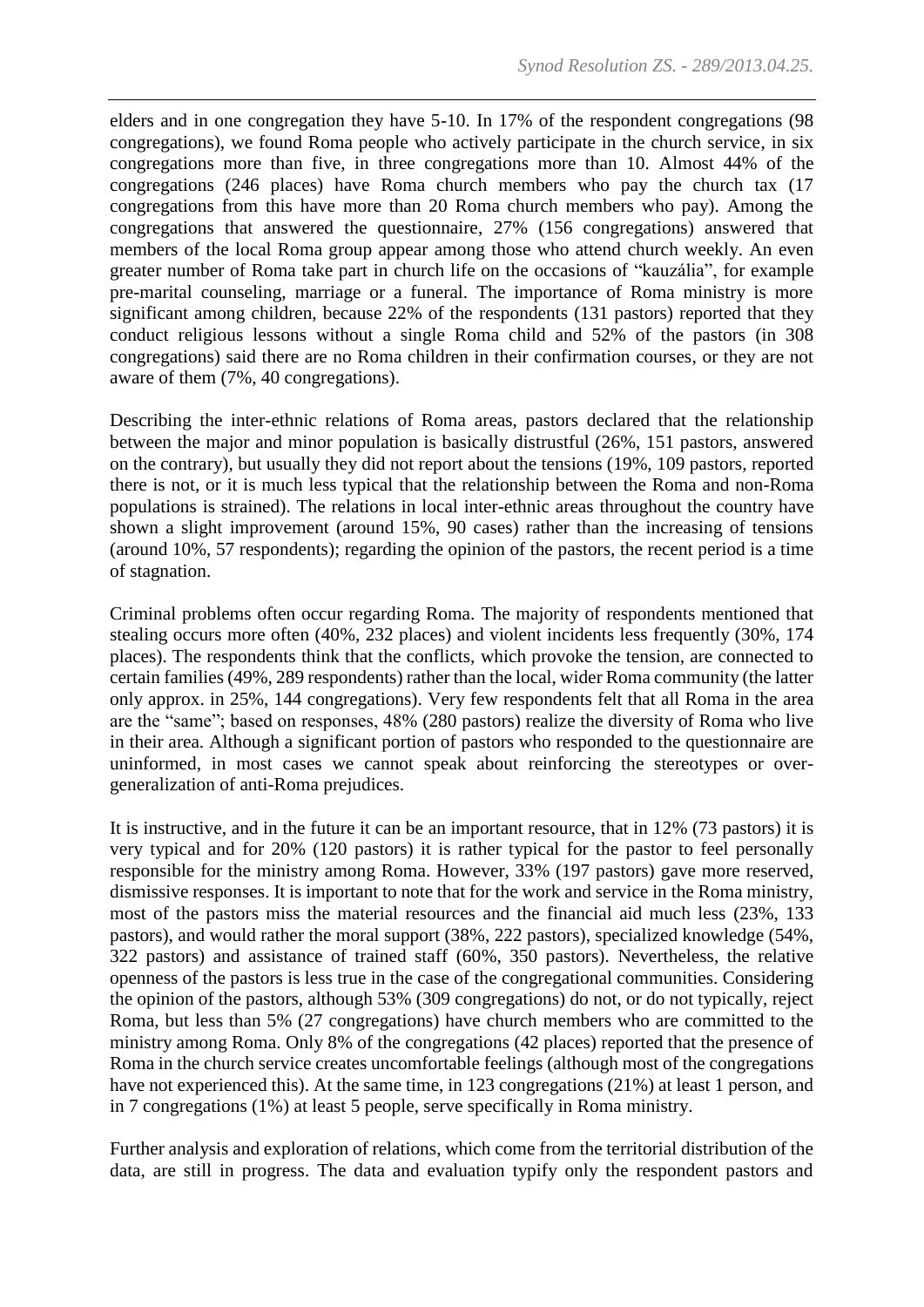elders and in one congregation they have 5-10. In 17% of the respondent congregations (98 congregations), we found Roma people who actively participate in the church service, in six congregations more than five, in three congregations more than 10. Almost 44% of the congregations (246 places) have Roma church members who pay the church tax (17 congregations from this have more than 20 Roma church members who pay). Among the congregations that answered the questionnaire, 27% (156 congregations) answered that members of the local Roma group appear among those who attend church weekly. An even greater number of Roma take part in church life on the occasions of "kauzália", for example pre-marital counseling, marriage or a funeral. The importance of Roma ministry is more significant among children, because 22% of the respondents (131 pastors) reported that they conduct religious lessons without a single Roma child and 52% of the pastors (in 308 congregations) said there are no Roma children in their confirmation courses, or they are not aware of them (7%, 40 congregations).

Describing the inter-ethnic relations of Roma areas, pastors declared that the relationship between the major and minor population is basically distrustful (26%, 151 pastors, answered on the contrary), but usually they did not report about the tensions (19%, 109 pastors, reported there is not, or it is much less typical that the relationship between the Roma and non-Roma populations is strained). The relations in local inter-ethnic areas throughout the country have shown a slight improvement (around 15%, 90 cases) rather than the increasing of tensions (around 10%, 57 respondents); regarding the opinion of the pastors, the recent period is a time of stagnation.

Criminal problems often occur regarding Roma. The majority of respondents mentioned that stealing occurs more often (40%, 232 places) and violent incidents less frequently (30%, 174 places). The respondents think that the conflicts, which provoke the tension, are connected to certain families (49%, 289 respondents) rather than the local, wider Roma community (the latter only approx. in 25%, 144 congregations). Very few respondents felt that all Roma in the area are the "same"; based on responses, 48% (280 pastors) realize the diversity of Roma who live in their area. Although a significant portion of pastors who responded to the questionnaire are uninformed, in most cases we cannot speak about reinforcing the stereotypes or over-generalization of anti-Roma prejudices.

It is instructive, and in the future it can be an important resource, that in 12% (73 pastors) it is very typical and for 20% (120 pastors) it is rather typical for the pastor to feel personally responsible for the ministry among Roma. However, 33% (197 pastors) gave more reserved, dismissive responses. It is important to note that for the work and service in the Roma ministry, most of the pastors miss the material resources and the financial aid much less (23%, 133 pastors), and would rather the moral support (38%, 222 pastors), specialized knowledge (54%, 322 pastors) and assistance of trained staff (60%, 350 pastors). Nevertheless, the relative openness of the pastors is less true in the case of the congregational communities. Considering the opinion of the pastors, although 53% (309 congregations) do not, or do not typically, reject Roma, but less than 5% (27 congregations) have church members who are committed to the ministry among Roma. Only 8% of the congregations (42 places) reported that the presence of Roma in the church service creates uncomfortable feelings (although most of the congregations have not experienced this). At the same time, in 123 congregations (21%) at least 1 person, and in 7 congregations (1%) at least 5 people, serve specifically in Roma ministry.

Further analysis and exploration of relations, which come from the territorial distribution of the data, are still in progress. The data and evaluation typify only the respondent pastors and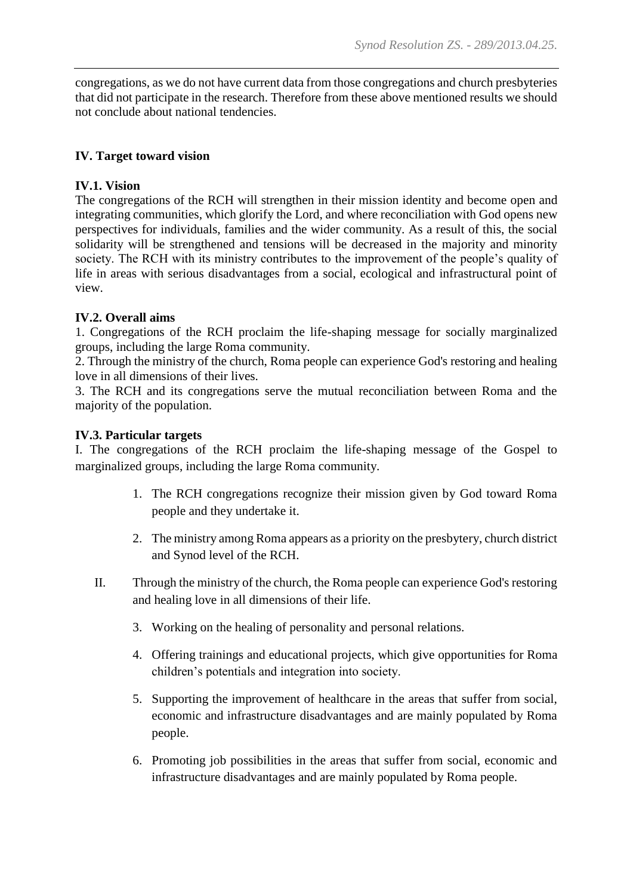congregations, as we do not have current data from those congregations and church presbyteries that did not participate in the research. Therefore from these above mentioned results we should not conclude about national tendencies.

## IV. Target toward vision

### IV.1. Vision

The congregations of the RCH will strengthen in their mission identity and become open and integrating communities, which glorify the Lord, and where reconciliation with God opens new perspectives for individuals, families and the wider community. As a result of this, the social solidarity will be strengthened and tensions will be decreased in the majority and minority society. The RCH with its ministry contributes to the improvement of the people's quality of life in areas with serious disadvantages from a social, ecological and infrastructural point of view.

### IV.2. Overall aims

1. Congregations of the RCH proclaim the life-shaping message for socially marginalized groups, including the large Roma community.
2. Through the ministry of the church, Roma people can experience God's restoring and healing love in all dimensions of their lives.
3. The RCH and its congregations serve the mutual reconciliation between Roma and the majority of the population.

### IV.3. Particular targets

I. The congregations of the RCH proclaim the life-shaping message of the Gospel to marginalized groups, including the large Roma community.

1. The RCH congregations recognize their mission given by God toward Roma people and they undertake it.
2. The ministry among Roma appears as a priority on the presbytery, church district and Synod level of the RCH.

II. Through the ministry of the church, the Roma people can experience God's restoring and healing love in all dimensions of their life.

3. Working on the healing of personality and personal relations.
4. Offering trainings and educational projects, which give opportunities for Roma children's potentials and integration into society.
5. Supporting the improvement of healthcare in the areas that suffer from social, economic and infrastructure disadvantages and are mainly populated by Roma people.
6. Promoting job possibilities in the areas that suffer from social, economic and infrastructure disadvantages and are mainly populated by Roma people.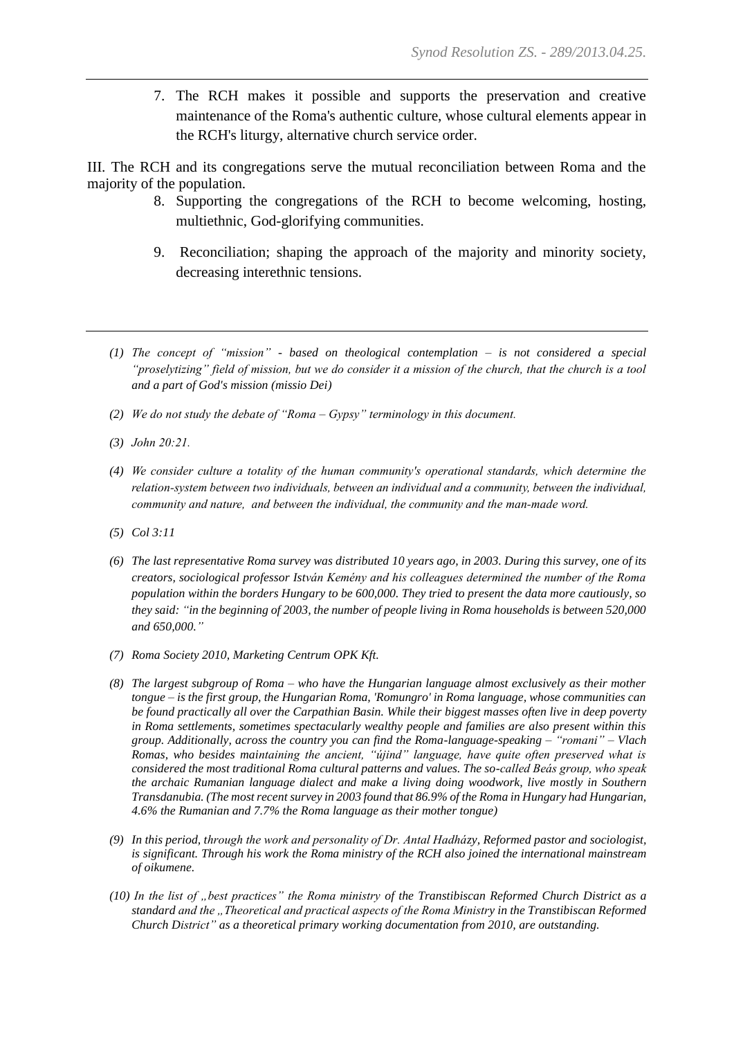7. The RCH makes it possible and supports the preservation and creative maintenance of the Roma's authentic culture, whose cultural elements appear in the RCH's liturgy, alternative church service order.

III. The RCH and its congregations serve the mutual reconciliation between Roma and the majority of the population.

8. Supporting the congregations of the RCH to become welcoming, hosting, multiethnic, God-glorifying communities.

9. Reconciliation; shaping the approach of the majority and minority society, decreasing interethnic tensions.

---

*(1) The concept of "mission" - based on theological contemplation – is not considered a special "proselytizing" field of mission, but we do consider it a mission of the church, that the church is a tool and a part of God's mission (missio Dei)*

*(2) We do not study the debate of "Roma – Gypsy" terminology in this document.*

*(3) John 20:21.*

*(4) We consider culture a totality of the human community's operational standards, which determine the relation-system between two individuals, between an individual and a community, between the individual, community and nature, and between the individual, the community and the man-made word.*

*(5) Col 3:11*

*(6) The last representative Roma survey was distributed 10 years ago, in 2003. During this survey, one of its creators, sociological professor István Kemény and his colleagues determined the number of the Roma population within the borders Hungary to be 600,000. They tried to present the data more cautiously, so they said: "in the beginning of 2003, the number of people living in Roma households is between 520,000 and 650,000."*

*(7) Roma Society 2010, Marketing Centrum OPK Kft.*

*(8) The largest subgroup of Roma – who have the Hungarian language almost exclusively as their mother tongue – is the first group, the Hungarian Roma, 'Romungro' in Roma language, whose communities can be found practically all over the Carpathian Basin. While their biggest masses often live in deep poverty in Roma settlements, sometimes spectacularly wealthy people and families are also present within this group. Additionally, across the country you can find the Roma-language-speaking – "romani" – Vlach Romas, who besides maintaining the ancient, "újind" language, have quite often preserved what is considered the most traditional Roma cultural patterns and values. The so-called Beás group, who speak the archaic Rumanian language dialect and make a living doing woodwork, live mostly in Southern Transdanubia. (The most recent survey in 2003 found that 86.9% of the Roma in Hungary had Hungarian, 4.6% the Rumanian and 7.7% the Roma language as their mother tongue)*

*(9) In this period, through the work and personality of Dr. Antal Hadházy, Reformed pastor and sociologist, is significant. Through his work the Roma ministry of the RCH also joined the international mainstream of oikumene.*

*(10) In the list of „best practices" the Roma ministry of the Transtibiscan Reformed Church District as a standard and the „Theoretical and practical aspects of the Roma Ministry in the Transtibiscan Reformed Church District" as a theoretical primary working documentation from 2010, are outstanding.*